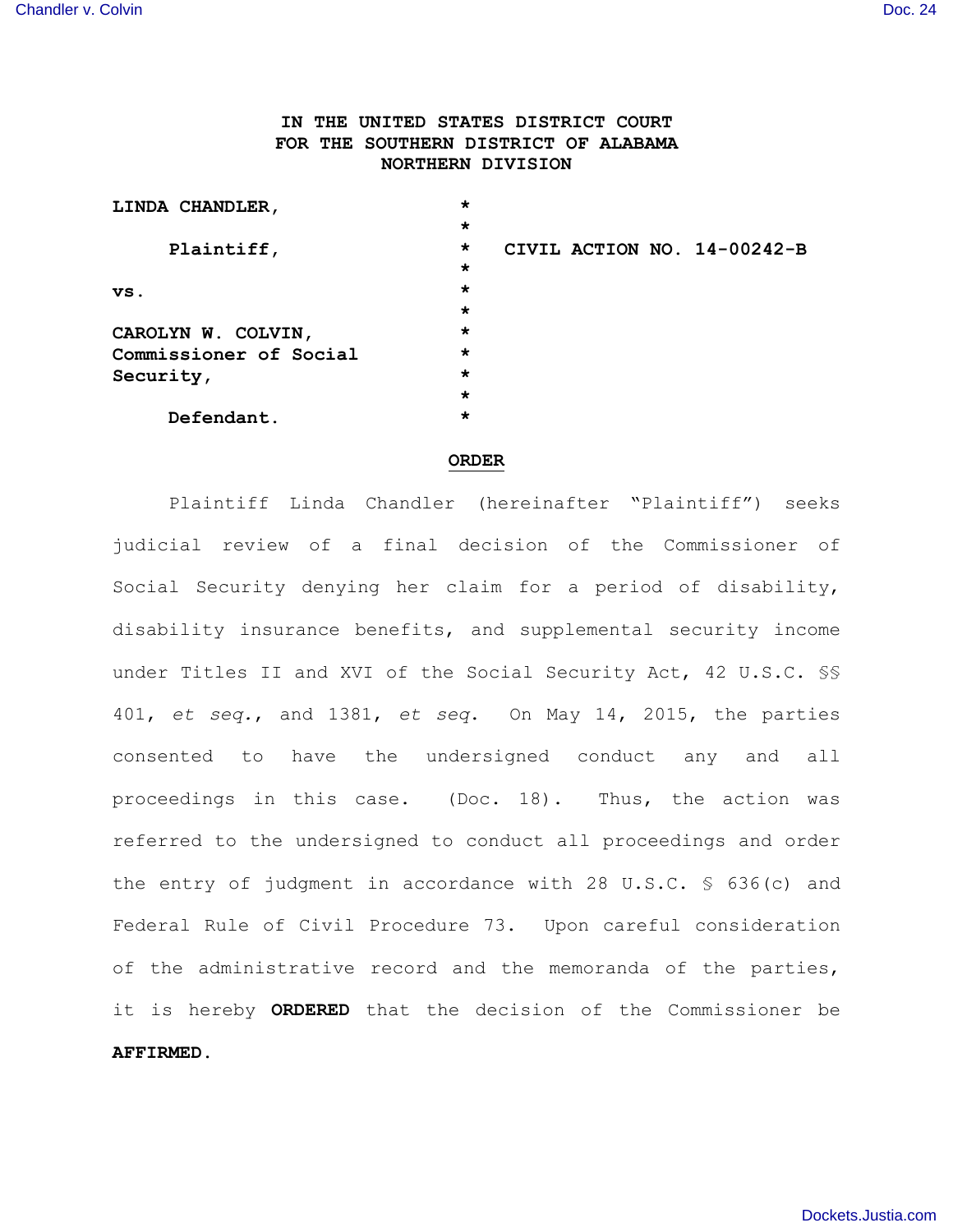**IN THE UNITED STATES DISTRICT COURT**
**FOR THE SOUTHERN DISTRICT OF ALABAMA**
**NORTHERN DIVISION**

| | | |
|---|---|---|
| **LINDA CHANDLER,** | * | |
| | * | |
| **Plaintiff,** | * | **CIVIL ACTION NO. 14-00242-B** |
| | * | |
| **vs.** | * | |
| | * | |
| **CAROLYN W. COLVIN, Commissioner of Social Security,** | * | |
| | * | |
| **Defendant.** | * | |

**ORDER**

Plaintiff Linda Chandler (hereinafter "Plaintiff") seeks judicial review of a final decision of the Commissioner of Social Security denying her claim for a period of disability, disability insurance benefits, and supplemental security income under Titles II and XVI of the Social Security Act, 42 U.S.C. §§ 401, *et seq.*, and 1381, *et seq*. On May 14, 2015, the parties consented to have the undersigned conduct any and all proceedings in this case. (Doc. 18). Thus, the action was referred to the undersigned to conduct all proceedings and order the entry of judgment in accordance with 28 U.S.C. § 636(c) and Federal Rule of Civil Procedure 73. Upon careful consideration of the administrative record and the memoranda of the parties, it is hereby **ORDERED** that the decision of the Commissioner be **AFFIRMED.**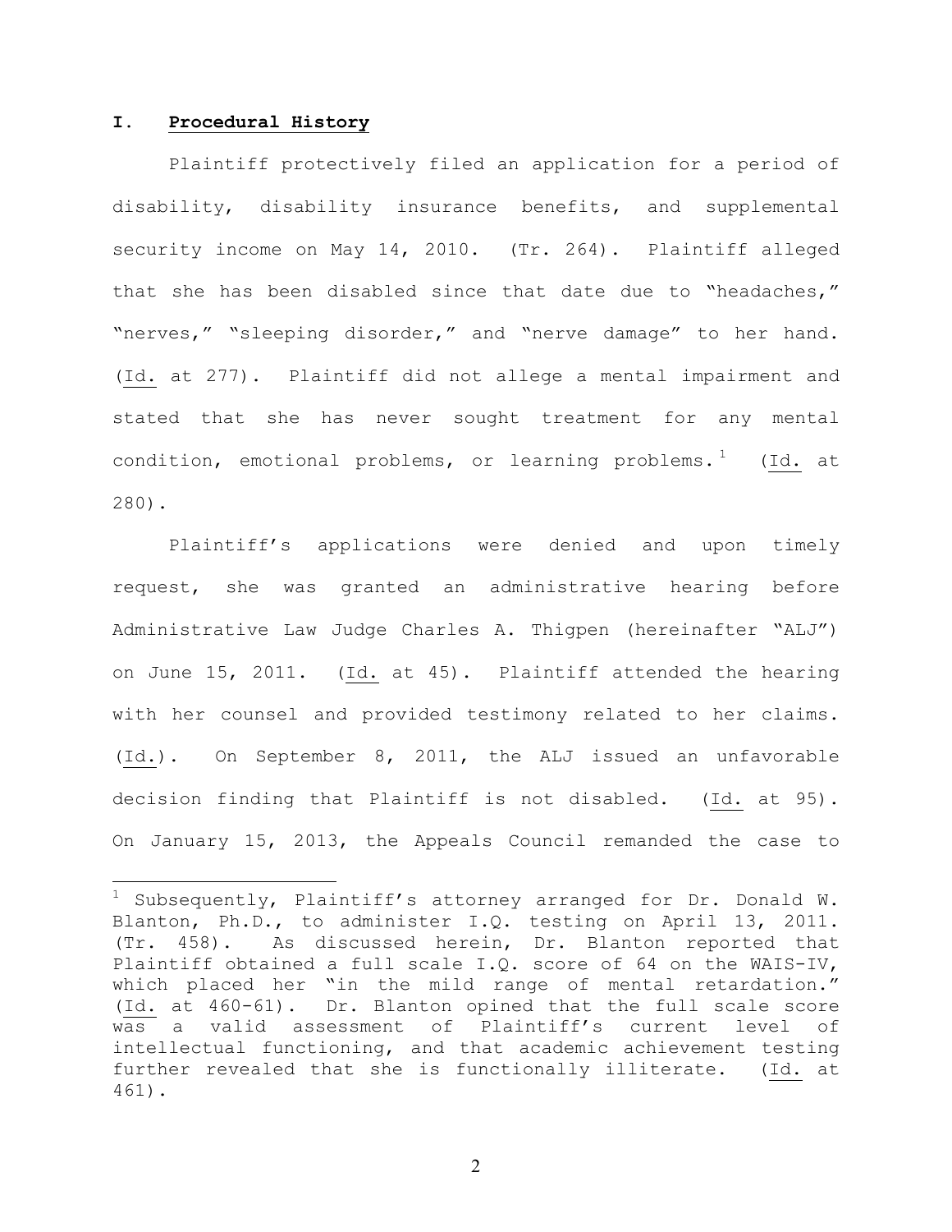## I. Procedural History

Plaintiff protectively filed an application for a period of disability, disability insurance benefits, and supplemental security income on May 14, 2010. (Tr. 264). Plaintiff alleged that she has been disabled since that date due to "headaches," "nerves," "sleeping disorder," and "nerve damage" to her hand. (Id. at 277). Plaintiff did not allege a mental impairment and stated that she has never sought treatment for any mental condition, emotional problems, or learning problems.[1] (Id. at 280).

Plaintiff's applications were denied and upon timely request, she was granted an administrative hearing before Administrative Law Judge Charles A. Thigpen (hereinafter "ALJ") on June 15, 2011. (Id. at 45). Plaintiff attended the hearing with her counsel and provided testimony related to her claims. (Id.). On September 8, 2011, the ALJ issued an unfavorable decision finding that Plaintiff is not disabled. (Id. at 95). On January 15, 2013, the Appeals Council remanded the case to

---

[1] Subsequently, Plaintiff's attorney arranged for Dr. Donald W. Blanton, Ph.D., to administer I.Q. testing on April 13, 2011. (Tr. 458). As discussed herein, Dr. Blanton reported that Plaintiff obtained a full scale I.Q. score of 64 on the WAIS-IV, which placed her "in the mild range of mental retardation." (Id. at 460-61). Dr. Blanton opined that the full scale score was a valid assessment of Plaintiff's current level of intellectual functioning, and that academic achievement testing further revealed that she is functionally illiterate. (Id. at 461).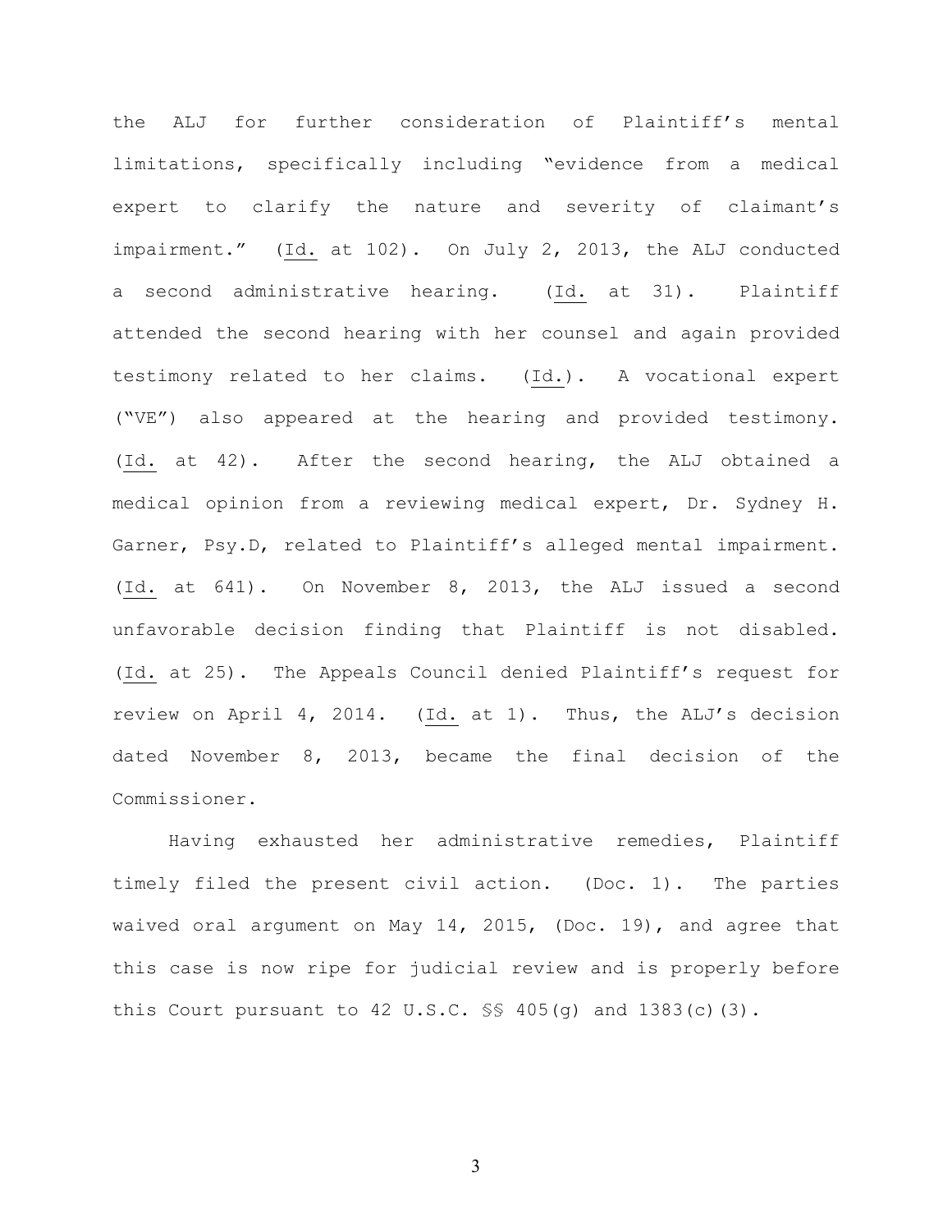the ALJ for further consideration of Plaintiff's mental limitations, specifically including "evidence from a medical expert to clarify the nature and severity of claimant's impairment." (Id. at 102). On July 2, 2013, the ALJ conducted a second administrative hearing. (Id. at 31). Plaintiff attended the second hearing with her counsel and again provided testimony related to her claims. (Id.). A vocational expert ("VE") also appeared at the hearing and provided testimony. (Id. at 42). After the second hearing, the ALJ obtained a medical opinion from a reviewing medical expert, Dr. Sydney H. Garner, Psy.D, related to Plaintiff's alleged mental impairment. (Id. at 641). On November 8, 2013, the ALJ issued a second unfavorable decision finding that Plaintiff is not disabled. (Id. at 25). The Appeals Council denied Plaintiff's request for review on April 4, 2014. (Id. at 1). Thus, the ALJ's decision dated November 8, 2013, became the final decision of the Commissioner.

Having exhausted her administrative remedies, Plaintiff timely filed the present civil action. (Doc. 1). The parties waived oral argument on May 14, 2015, (Doc. 19), and agree that this case is now ripe for judicial review and is properly before this Court pursuant to 42 U.S.C. §§ 405(g) and 1383(c)(3).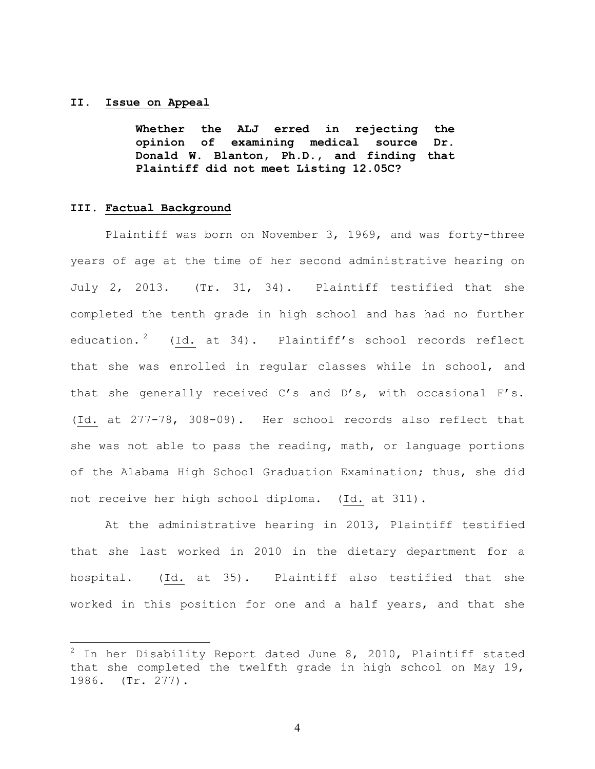## II. Issue on Appeal

> **Whether the ALJ erred in rejecting the opinion of examining medical source Dr. Donald W. Blanton, Ph.D., and finding that Plaintiff did not meet Listing 12.05C?**

## III. Factual Background

Plaintiff was born on November 3, 1969, and was forty-three years of age at the time of her second administrative hearing on July 2, 2013. (Tr. 31, 34). Plaintiff testified that she completed the tenth grade in high school and has had no further education.[2] (Id. at 34). Plaintiff's school records reflect that she was enrolled in regular classes while in school, and that she generally received C's and D's, with occasional F's. (Id. at 277-78, 308-09). Her school records also reflect that she was not able to pass the reading, math, or language portions of the Alabama High School Graduation Examination; thus, she did not receive her high school diploma. (Id. at 311).

At the administrative hearing in 2013, Plaintiff testified that she last worked in 2010 in the dietary department for a hospital. (Id. at 35). Plaintiff also testified that she worked in this position for one and a half years, and that she

---

[2] In her Disability Report dated June 8, 2010, Plaintiff stated that she completed the twelfth grade in high school on May 19, 1986. (Tr. 277).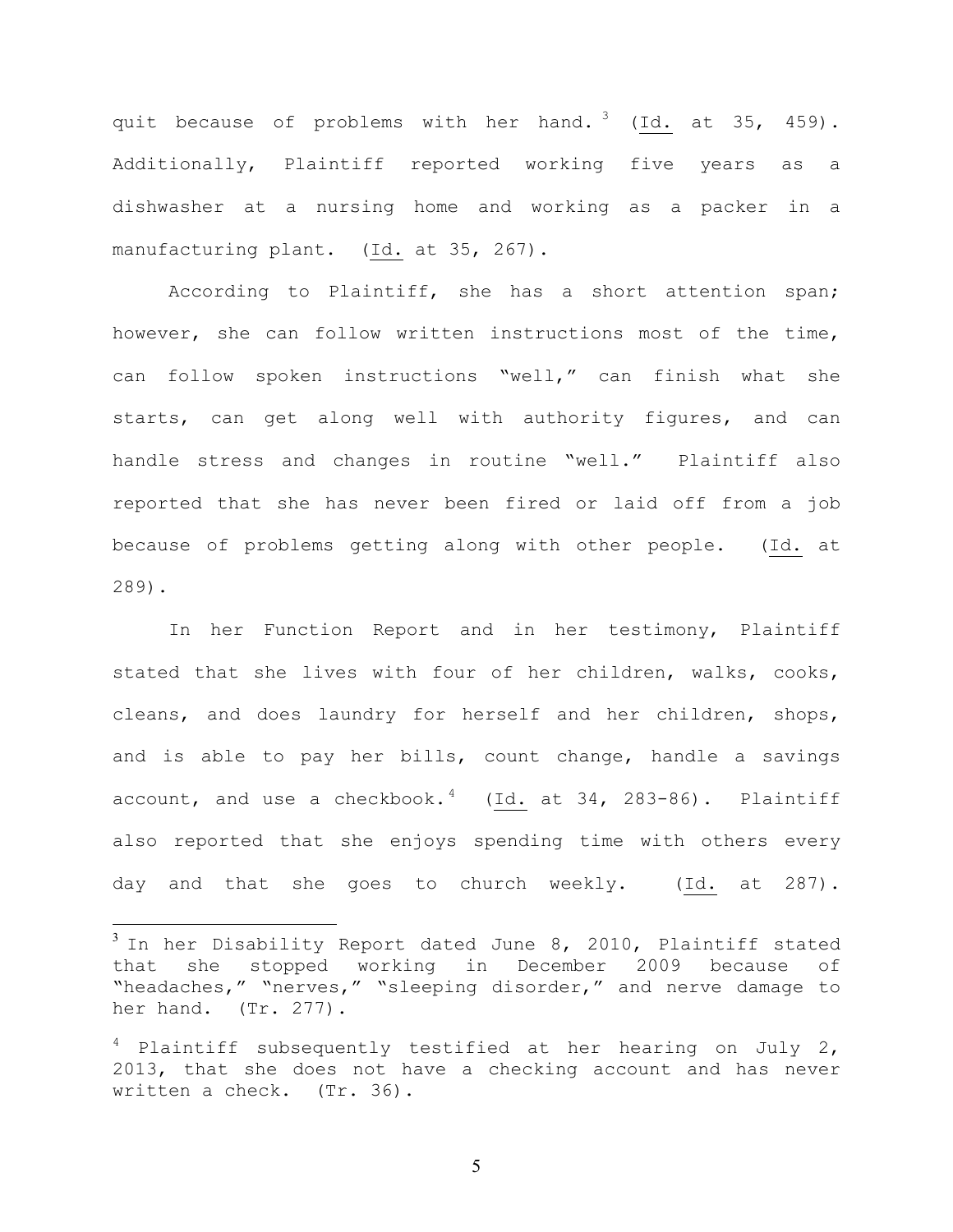quit because of problems with her hand.[3] (Id. at 35, 459). Additionally, Plaintiff reported working five years as a dishwasher at a nursing home and working as a packer in a manufacturing plant. (Id. at 35, 267).

According to Plaintiff, she has a short attention span; however, she can follow written instructions most of the time, can follow spoken instructions "well," can finish what she starts, can get along well with authority figures, and can handle stress and changes in routine "well." Plaintiff also reported that she has never been fired or laid off from a job because of problems getting along with other people. (Id. at 289).

In her Function Report and in her testimony, Plaintiff stated that she lives with four of her children, walks, cooks, cleans, and does laundry for herself and her children, shops, and is able to pay her bills, count change, handle a savings account, and use a checkbook.[4] (Id. at 34, 283-86). Plaintiff also reported that she enjoys spending time with others every day and that she goes to church weekly. (Id. at 287).

---

[3] In her Disability Report dated June 8, 2010, Plaintiff stated that she stopped working in December 2009 because of "headaches," "nerves," "sleeping disorder," and nerve damage to her hand. (Tr. 277).

[4] Plaintiff subsequently testified at her hearing on July 2, 2013, that she does not have a checking account and has never written a check. (Tr. 36).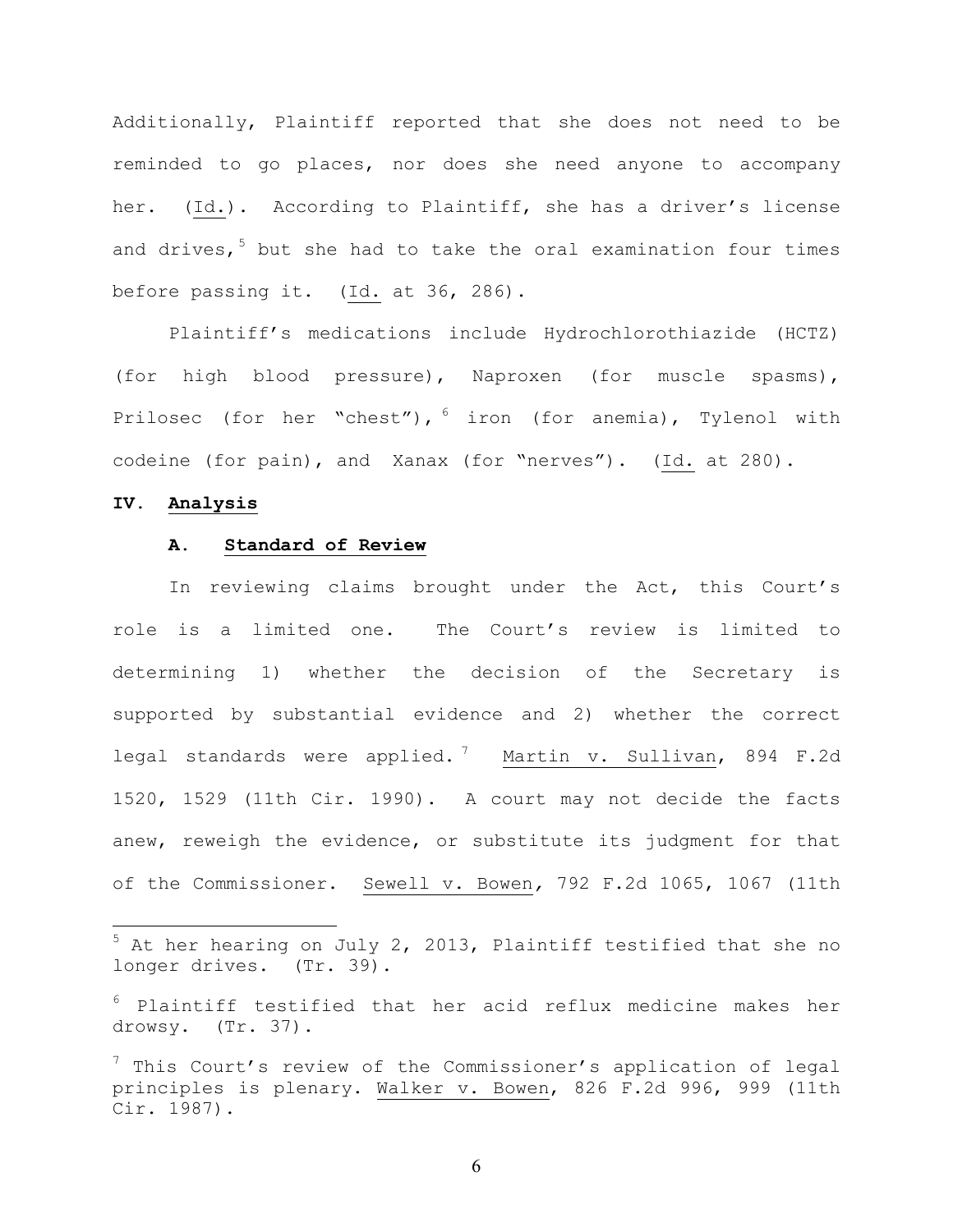Additionally, Plaintiff reported that she does not need to be reminded to go places, nor does she need anyone to accompany her. (Id.). According to Plaintiff, she has a driver's license and drives,[5] but she had to take the oral examination four times before passing it. (Id. at 36, 286).

Plaintiff's medications include Hydrochlorothiazide (HCTZ) (for high blood pressure), Naproxen (for muscle spasms), Prilosec (for her "chest"),[6] iron (for anemia), Tylenol with codeine (for pain), and Xanax (for "nerves"). (Id. at 280).

## IV. Analysis

### A. Standard of Review

In reviewing claims brought under the Act, this Court's role is a limited one. The Court's review is limited to determining 1) whether the decision of the Secretary is supported by substantial evidence and 2) whether the correct legal standards were applied.[7] Martin v. Sullivan, 894 F.2d 1520, 1529 (11th Cir. 1990). A court may not decide the facts anew, reweigh the evidence, or substitute its judgment for that of the Commissioner. Sewell v. Bowen, 792 F.2d 1065, 1067 (11th

---

[5] At her hearing on July 2, 2013, Plaintiff testified that she no longer drives. (Tr. 39).

[6] Plaintiff testified that her acid reflux medicine makes her drowsy. (Tr. 37).

[7] This Court's review of the Commissioner's application of legal principles is plenary. Walker v. Bowen, 826 F.2d 996, 999 (11th Cir. 1987).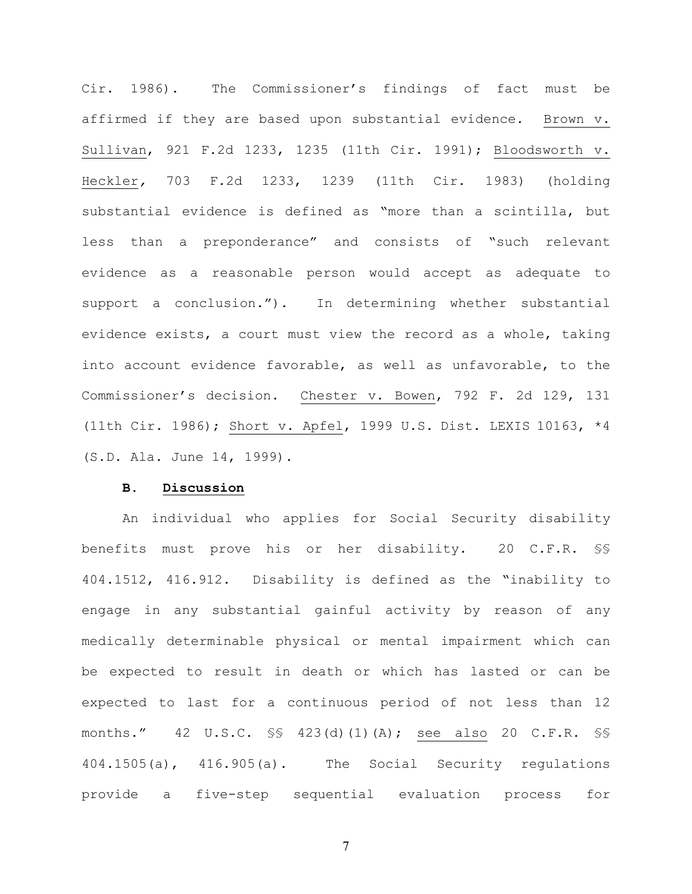Cir. 1986). The Commissioner's findings of fact must be affirmed if they are based upon substantial evidence. Brown v. Sullivan, 921 F.2d 1233, 1235 (11th Cir. 1991); Bloodsworth v. Heckler, 703 F.2d 1233, 1239 (11th Cir. 1983) (holding substantial evidence is defined as "more than a scintilla, but less than a preponderance" and consists of "such relevant evidence as a reasonable person would accept as adequate to support a conclusion."). In determining whether substantial evidence exists, a court must view the record as a whole, taking into account evidence favorable, as well as unfavorable, to the Commissioner's decision. Chester v. Bowen, 792 F. 2d 129, 131 (11th Cir. 1986); Short v. Apfel, 1999 U.S. Dist. LEXIS 10163, *4 (S.D. Ala. June 14, 1999).

**B. Discussion**

An individual who applies for Social Security disability benefits must prove his or her disability. 20 C.F.R. §§ 404.1512, 416.912. Disability is defined as the "inability to engage in any substantial gainful activity by reason of any medically determinable physical or mental impairment which can be expected to result in death or which has lasted or can be expected to last for a continuous period of not less than 12 months." 42 U.S.C. §§ 423(d)(1)(A); see also 20 C.F.R. §§ 404.1505(a), 416.905(a). The Social Security regulations provide a five-step sequential evaluation process for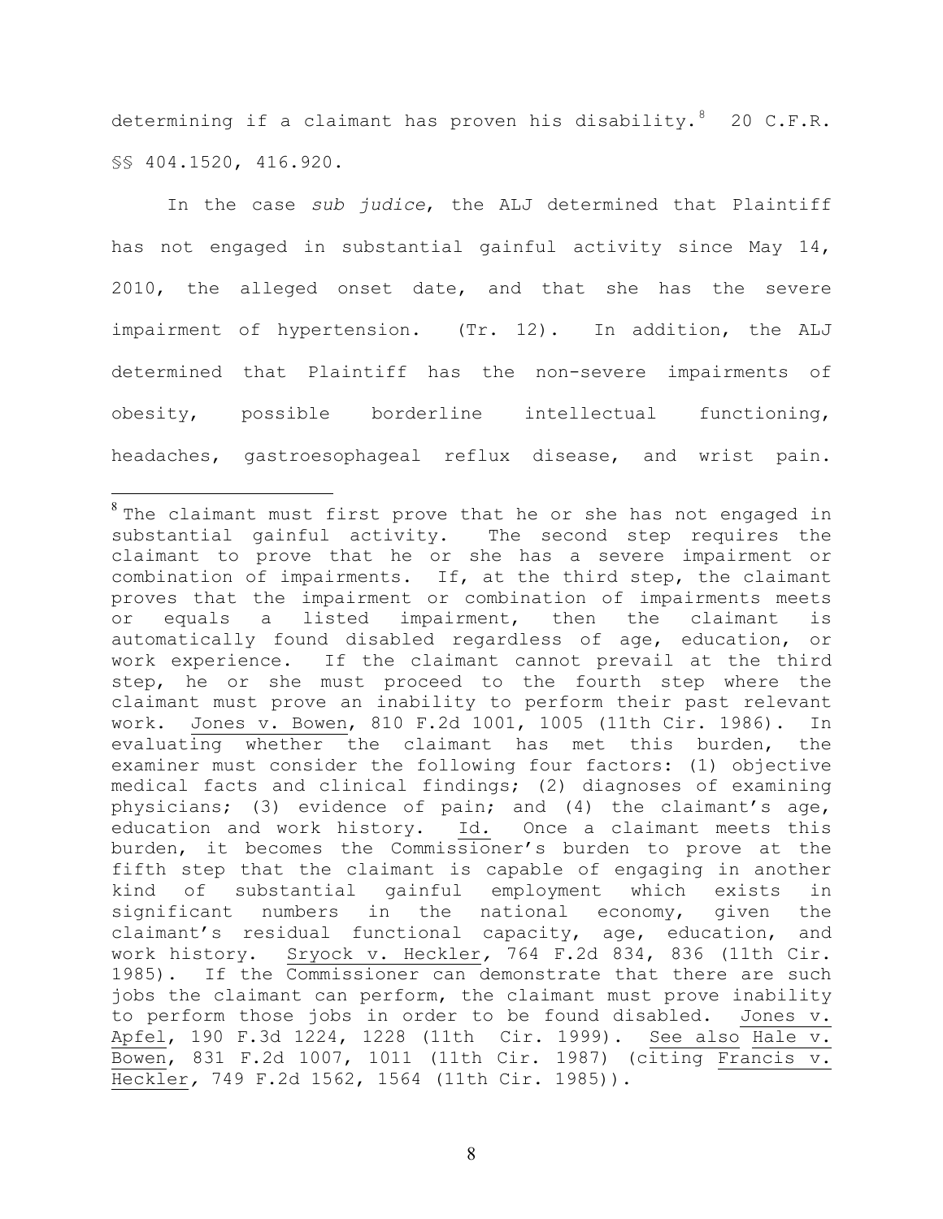determining if a claimant has proven his disability.[8] 20 C.F.R. §§ 404.1520, 416.920.

In the case *sub judice*, the ALJ determined that Plaintiff has not engaged in substantial gainful activity since May 14, 2010, the alleged onset date, and that she has the severe impairment of hypertension. (Tr. 12). In addition, the ALJ determined that Plaintiff has the non-severe impairments of obesity, possible borderline intellectual functioning, headaches, gastroesophageal reflux disease, and wrist pain.

---

[8] The claimant must first prove that he or she has not engaged in substantial gainful activity. The second step requires the claimant to prove that he or she has a severe impairment or combination of impairments. If, at the third step, the claimant proves that the impairment or combination of impairments meets or equals a listed impairment, then the claimant is automatically found disabled regardless of age, education, or work experience. If the claimant cannot prevail at the third step, he or she must proceed to the fourth step where the claimant must prove an inability to perform their past relevant work. Jones v. Bowen, 810 F.2d 1001, 1005 (11th Cir. 1986). In evaluating whether the claimant has met this burden, the examiner must consider the following four factors: (1) objective medical facts and clinical findings; (2) diagnoses of examining physicians; (3) evidence of pain; and (4) the claimant's age, education and work history. *Id.* Once a claimant meets this burden, it becomes the Commissioner's burden to prove at the fifth step that the claimant is capable of engaging in another kind of substantial gainful employment which exists in significant numbers in the national economy, given the claimant's residual functional capacity, age, education, and work history. Sryock v. Heckler, 764 F.2d 834, 836 (11th Cir. 1985). If the Commissioner can demonstrate that there are such jobs the claimant can perform, the claimant must prove inability to perform those jobs in order to be found disabled. Jones v. Apfel, 190 F.3d 1224, 1228 (11th Cir. 1999). See also Hale v. Bowen, 831 F.2d 1007, 1011 (11th Cir. 1987) (citing Francis v. Heckler, 749 F.2d 1562, 1564 (11th Cir. 1985)).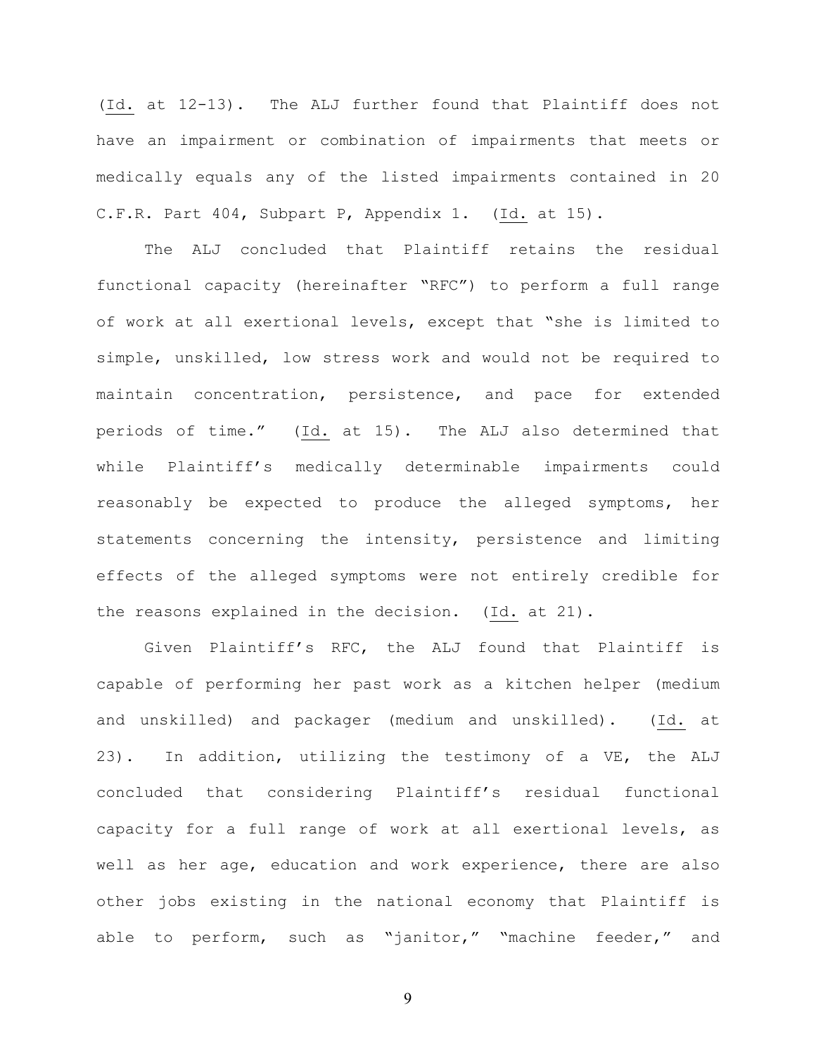(Id. at 12-13). The ALJ further found that Plaintiff does not have an impairment or combination of impairments that meets or medically equals any of the listed impairments contained in 20 C.F.R. Part 404, Subpart P, Appendix 1. (Id. at 15).

The ALJ concluded that Plaintiff retains the residual functional capacity (hereinafter "RFC") to perform a full range of work at all exertional levels, except that "she is limited to simple, unskilled, low stress work and would not be required to maintain concentration, persistence, and pace for extended periods of time." (Id. at 15). The ALJ also determined that while Plaintiff's medically determinable impairments could reasonably be expected to produce the alleged symptoms, her statements concerning the intensity, persistence and limiting effects of the alleged symptoms were not entirely credible for the reasons explained in the decision. (Id. at 21).

Given Plaintiff's RFC, the ALJ found that Plaintiff is capable of performing her past work as a kitchen helper (medium and unskilled) and packager (medium and unskilled). (Id. at 23). In addition, utilizing the testimony of a VE, the ALJ concluded that considering Plaintiff's residual functional capacity for a full range of work at all exertional levels, as well as her age, education and work experience, there are also other jobs existing in the national economy that Plaintiff is able to perform, such as "janitor," "machine feeder," and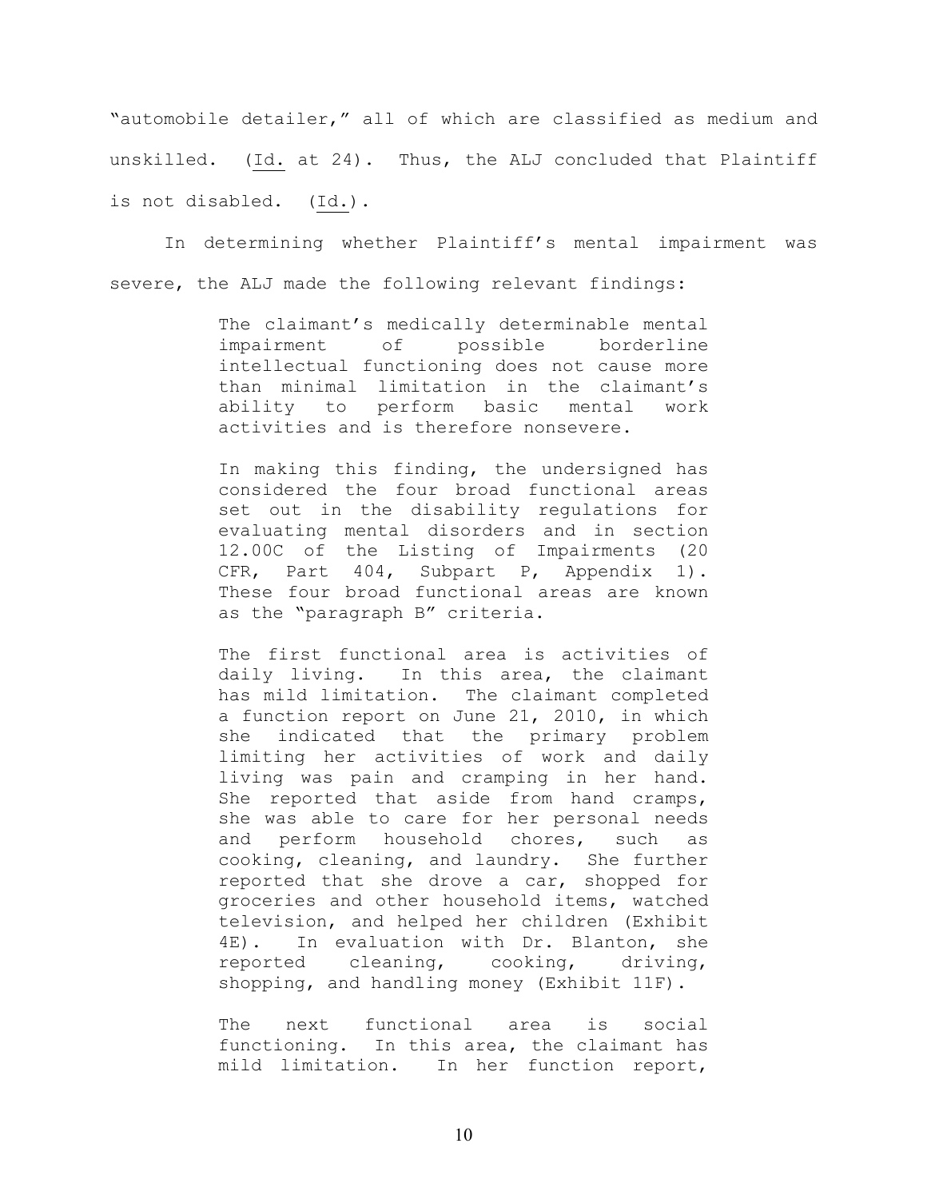"automobile detailer," all of which are classified as medium and unskilled. (Id. at 24). Thus, the ALJ concluded that Plaintiff is not disabled. (Id.).

In determining whether Plaintiff's mental impairment was severe, the ALJ made the following relevant findings:

> The claimant's medically determinable mental impairment of possible borderline intellectual functioning does not cause more than minimal limitation in the claimant's ability to perform basic mental work activities and is therefore nonsevere.
>
> In making this finding, the undersigned has considered the four broad functional areas set out in the disability regulations for evaluating mental disorders and in section 12.00C of the Listing of Impairments (20 CFR, Part 404, Subpart P, Appendix 1). These four broad functional areas are known as the "paragraph B" criteria.
>
> The first functional area is activities of daily living. In this area, the claimant has mild limitation. The claimant completed a function report on June 21, 2010, in which she indicated that the primary problem limiting her activities of work and daily living was pain and cramping in her hand. She reported that aside from hand cramps, she was able to care for her personal needs and perform household chores, such as cooking, cleaning, and laundry. She further reported that she drove a car, shopped for groceries and other household items, watched television, and helped her children (Exhibit 4E). In evaluation with Dr. Blanton, she reported cleaning, cooking, driving, shopping, and handling money (Exhibit 11F).
>
> The next functional area is social functioning. In this area, the claimant has mild limitation. In her function report,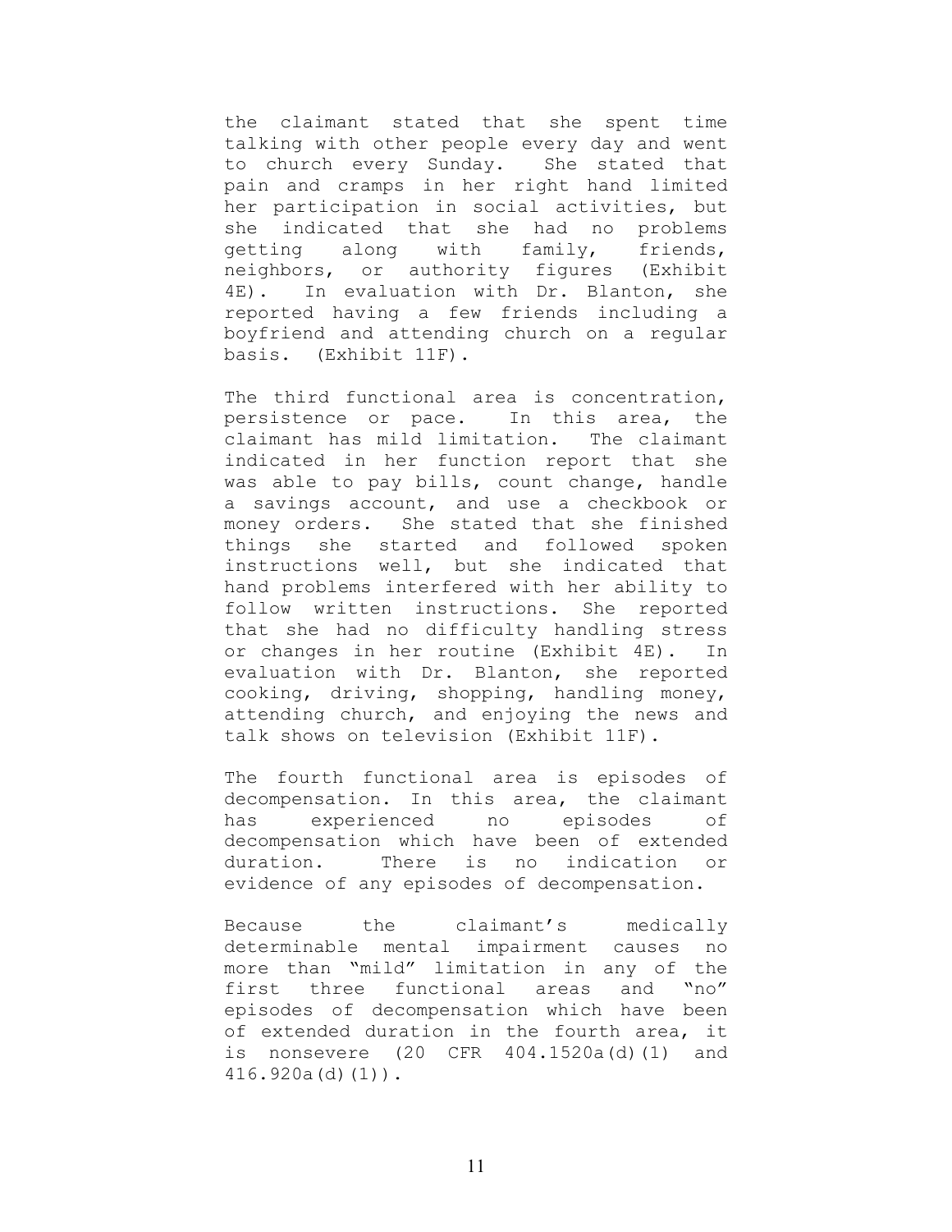the claimant stated that she spent time talking with other people every day and went to church every Sunday. She stated that pain and cramps in her right hand limited her participation in social activities, but she indicated that she had no problems getting along with family, friends, neighbors, or authority figures (Exhibit 4E). In evaluation with Dr. Blanton, she reported having a few friends including a boyfriend and attending church on a regular basis. (Exhibit 11F).

The third functional area is concentration, persistence or pace. In this area, the claimant has mild limitation. The claimant indicated in her function report that she was able to pay bills, count change, handle a savings account, and use a checkbook or money orders. She stated that she finished things she started and followed spoken instructions well, but she indicated that hand problems interfered with her ability to follow written instructions. She reported that she had no difficulty handling stress or changes in her routine (Exhibit 4E). In evaluation with Dr. Blanton, she reported cooking, driving, shopping, handling money, attending church, and enjoying the news and talk shows on television (Exhibit 11F).

The fourth functional area is episodes of decompensation. In this area, the claimant has experienced no episodes of decompensation which have been of extended duration. There is no indication or evidence of any episodes of decompensation.

Because the claimant's medically determinable mental impairment causes no more than "mild" limitation in any of the first three functional areas and "no" episodes of decompensation which have been of extended duration in the fourth area, it is nonsevere (20 CFR 404.1520a(d)(1) and 416.920a(d)(1)).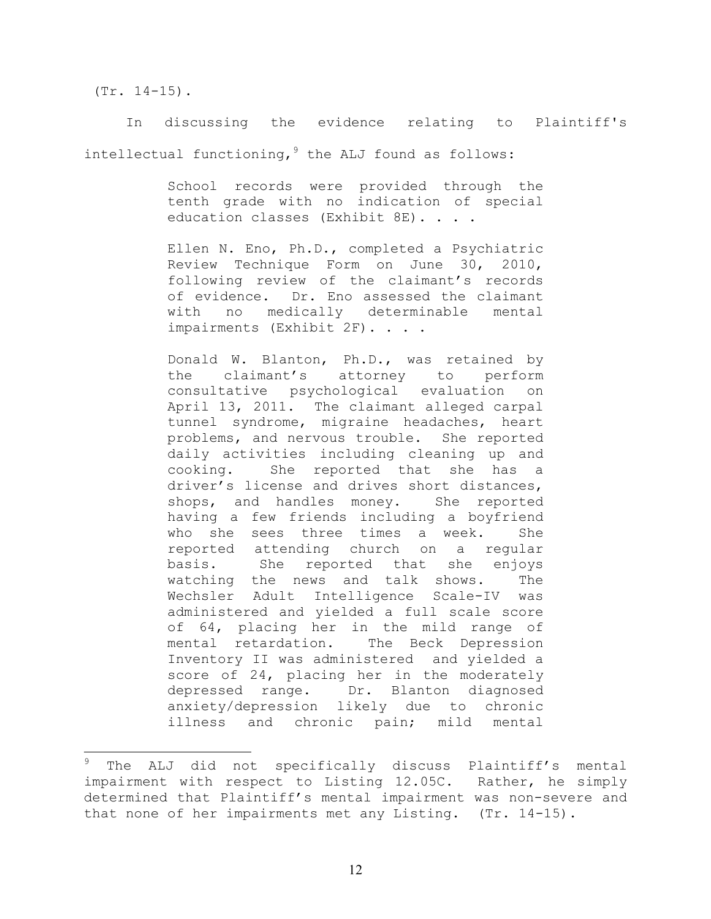(Tr. 14-15).

In discussing the evidence relating to Plaintiff's intellectual functioning,[9] the ALJ found as follows:

> School records were provided through the tenth grade with no indication of special education classes (Exhibit 8E). . . .
>
> Ellen N. Eno, Ph.D., completed a Psychiatric Review Technique Form on June 30, 2010, following review of the claimant's records of evidence. Dr. Eno assessed the claimant with no medically determinable mental impairments (Exhibit 2F). . . .
>
> Donald W. Blanton, Ph.D., was retained by the claimant's attorney to perform consultative psychological evaluation on April 13, 2011. The claimant alleged carpal tunnel syndrome, migraine headaches, heart problems, and nervous trouble. She reported daily activities including cleaning up and cooking. She reported that she has a driver's license and drives short distances, shops, and handles money. She reported having a few friends including a boyfriend who she sees three times a week. She reported attending church on a regular basis. She reported that she enjoys watching the news and talk shows. The Wechsler Adult Intelligence Scale-IV was administered and yielded a full scale score of 64, placing her in the mild range of mental retardation. The Beck Depression Inventory II was administered and yielded a score of 24, placing her in the moderately depressed range. Dr. Blanton diagnosed anxiety/depression likely due to chronic illness and chronic pain; mild mental

---

[9] The ALJ did not specifically discuss Plaintiff's mental impairment with respect to Listing 12.05C. Rather, he simply determined that Plaintiff's mental impairment was non-severe and that none of her impairments met any Listing. (Tr. 14-15).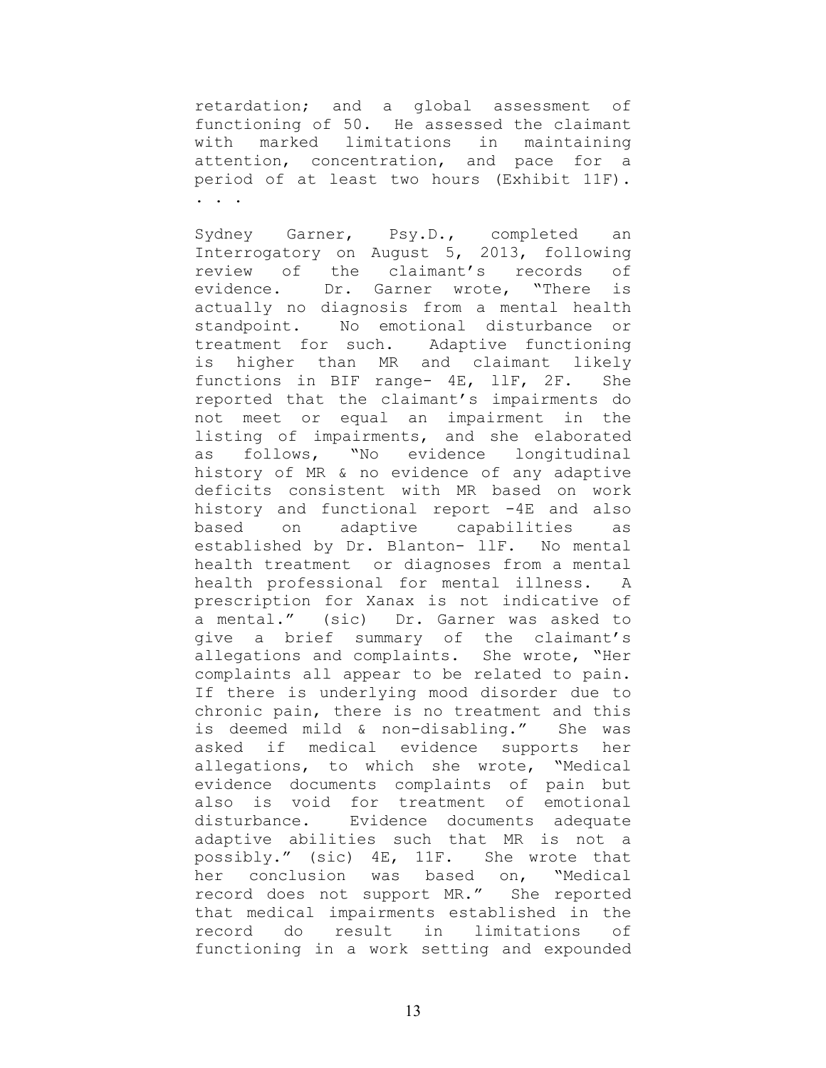retardation; and a global assessment of functioning of 50. He assessed the claimant with marked limitations in maintaining attention, concentration, and pace for a period of at least two hours (Exhibit 11F). . . .

Sydney Garner, Psy.D., completed an Interrogatory on August 5, 2013, following review of the claimant's records of evidence. Dr. Garner wrote, "There is actually no diagnosis from a mental health standpoint. No emotional disturbance or treatment for such. Adaptive functioning is higher than MR and claimant likely functions in BIF range- 4E, llF, 2F. She reported that the claimant's impairments do not meet or equal an impairment in the listing of impairments, and she elaborated as follows, "No evidence longitudinal history of MR & no evidence of any adaptive deficits consistent with MR based on work history and functional report -4E and also based on adaptive capabilities as established by Dr. Blanton- llF. No mental health treatment or diagnoses from a mental health professional for mental illness. A prescription for Xanax is not indicative of a mental." (sic) Dr. Garner was asked to give a brief summary of the claimant's allegations and complaints. She wrote, "Her complaints all appear to be related to pain. If there is underlying mood disorder due to chronic pain, there is no treatment and this is deemed mild & non-disabling." She was asked if medical evidence supports her allegations, to which she wrote, "Medical evidence documents complaints of pain but also is void for treatment of emotional disturbance. Evidence documents adequate adaptive abilities such that MR is not a possibly." (sic) 4E, 11F. She wrote that her conclusion was based on, "Medical record does not support MR." She reported that medical impairments established in the record do result in limitations of functioning in a work setting and expounded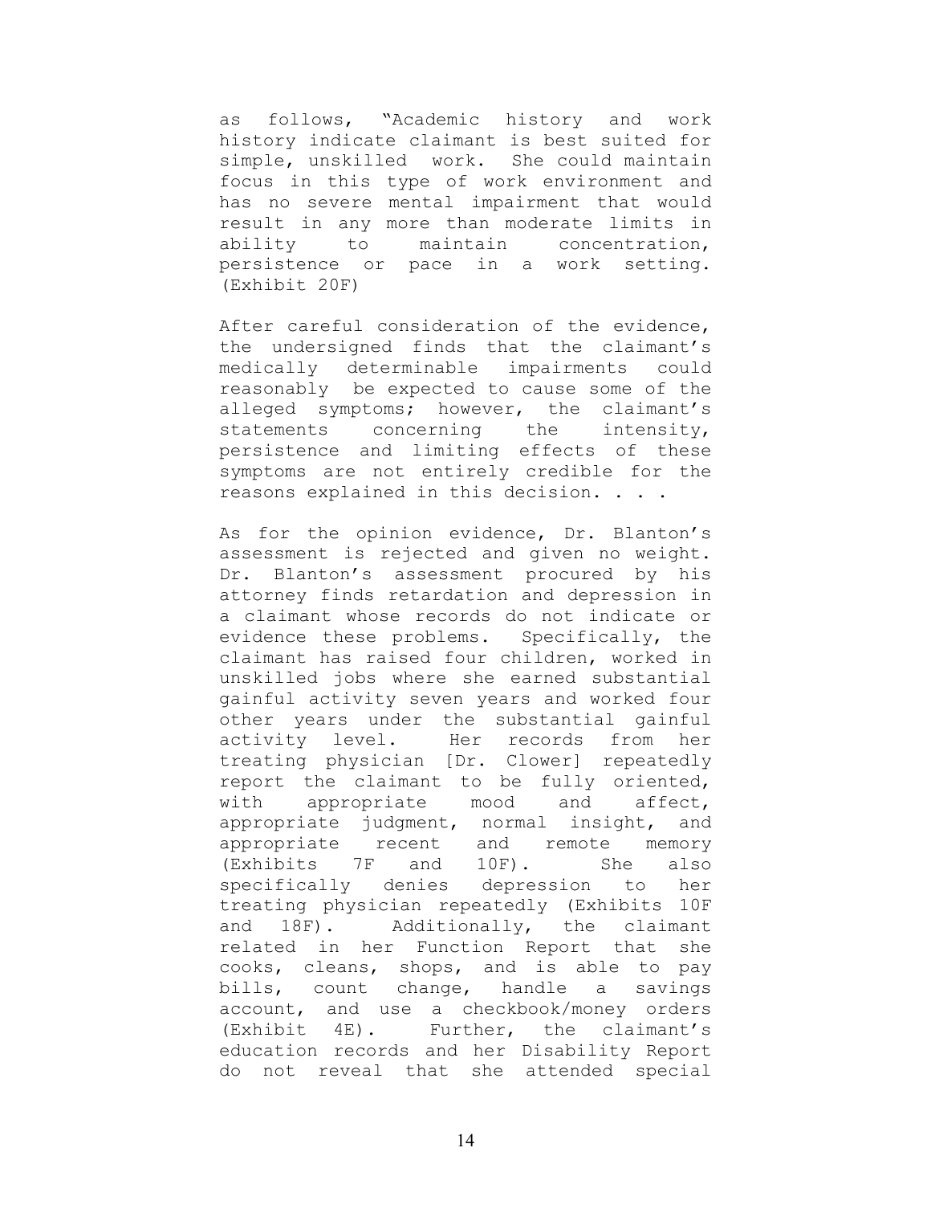as follows, "Academic history and work history indicate claimant is best suited for simple, unskilled work. She could maintain focus in this type of work environment and has no severe mental impairment that would result in any more than moderate limits in ability to maintain concentration, persistence or pace in a work setting. (Exhibit 20F)

After careful consideration of the evidence, the undersigned finds that the claimant's medically determinable impairments could reasonably be expected to cause some of the alleged symptoms; however, the claimant's statements concerning the intensity, persistence and limiting effects of these symptoms are not entirely credible for the reasons explained in this decision. . . .

As for the opinion evidence, Dr. Blanton's assessment is rejected and given no weight. Dr. Blanton's assessment procured by his attorney finds retardation and depression in a claimant whose records do not indicate or evidence these problems. Specifically, the claimant has raised four children, worked in unskilled jobs where she earned substantial gainful activity seven years and worked four other years under the substantial gainful activity level. Her records from her treating physician [Dr. Clower] repeatedly report the claimant to be fully oriented, with appropriate mood and affect, appropriate judgment, normal insight, and appropriate recent and remote memory (Exhibits 7F and 10F). She also specifically denies depression to her treating physician repeatedly (Exhibits 10F and 18F). Additionally, the claimant related in her Function Report that she cooks, cleans, shops, and is able to pay bills, count change, handle a savings account, and use a checkbook/money orders (Exhibit 4E). Further, the claimant's education records and her Disability Report do not reveal that she attended special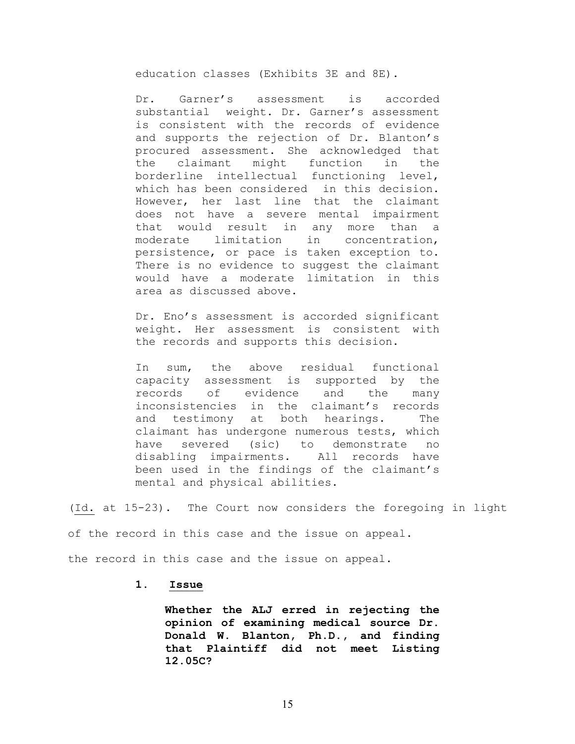> education classes (Exhibits 3E and 8E).
>
> Dr. Garner's assessment is accorded substantial weight. Dr. Garner's assessment is consistent with the records of evidence and supports the rejection of Dr. Blanton's procured assessment. She acknowledged that the claimant might function in the borderline intellectual functioning level, which has been considered in this decision. However, her last line that the claimant does not have a severe mental impairment that would result in any more than a moderate limitation in concentration, persistence, or pace is taken exception to. There is no evidence to suggest the claimant would have a moderate limitation in this area as discussed above.
>
> Dr. Eno's assessment is accorded significant weight. Her assessment is consistent with the records and supports this decision.
>
> In sum, the above residual functional capacity assessment is supported by the records of evidence and the many inconsistencies in the claimant's records and testimony at both hearings. The claimant has undergone numerous tests, which have severed (sic) to demonstrate no disabling impairments. All records have been used in the findings of the claimant's mental and physical abilities.

(Id. at 15-23). The Court now considers the foregoing in light of the record in this case and the issue on appeal.

the record in this case and the issue on appeal.

**1. Issue**

**Whether the ALJ erred in rejecting the opinion of examining medical source Dr. Donald W. Blanton, Ph.D., and finding that Plaintiff did not meet Listing 12.05C?**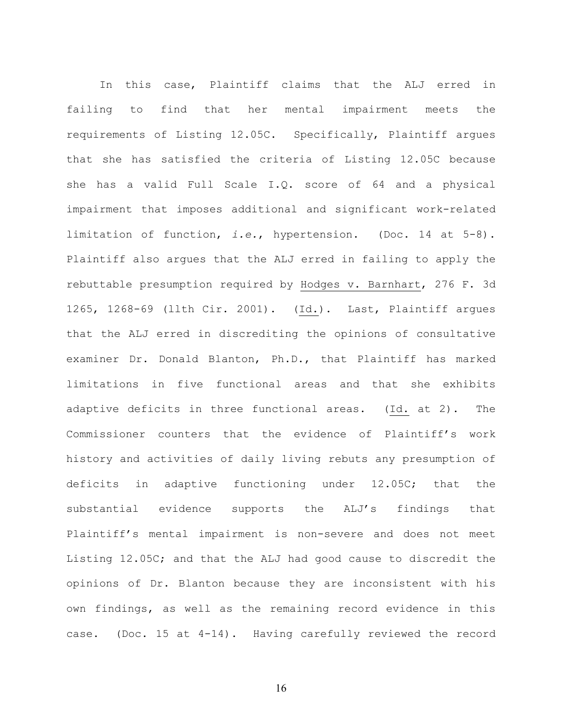In this case, Plaintiff claims that the ALJ erred in failing to find that her mental impairment meets the requirements of Listing 12.05C. Specifically, Plaintiff argues that she has satisfied the criteria of Listing 12.05C because she has a valid Full Scale I.Q. score of 64 and a physical impairment that imposes additional and significant work-related limitation of function, *i.e.*, hypertension. (Doc. 14 at 5-8). Plaintiff also argues that the ALJ erred in failing to apply the rebuttable presumption required by Hodges v. Barnhart, 276 F. 3d 1265, 1268-69 (11th Cir. 2001). (Id.). Last, Plaintiff argues that the ALJ erred in discrediting the opinions of consultative examiner Dr. Donald Blanton, Ph.D., that Plaintiff has marked limitations in five functional areas and that she exhibits adaptive deficits in three functional areas. (Id. at 2). The Commissioner counters that the evidence of Plaintiff's work history and activities of daily living rebuts any presumption of deficits in adaptive functioning under 12.05C; that the substantial evidence supports the ALJ's findings that Plaintiff's mental impairment is non-severe and does not meet Listing 12.05C; and that the ALJ had good cause to discredit the opinions of Dr. Blanton because they are inconsistent with his own findings, as well as the remaining record evidence in this case. (Doc. 15 at 4-14). Having carefully reviewed the record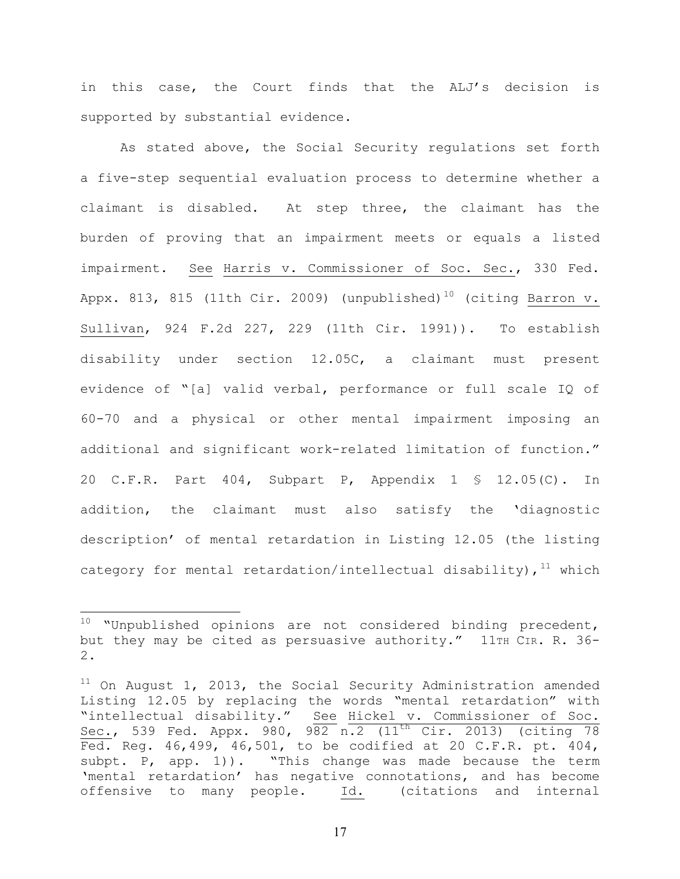in this case, the Court finds that the ALJ's decision is supported by substantial evidence.

As stated above, the Social Security regulations set forth a five-step sequential evaluation process to determine whether a claimant is disabled. At step three, the claimant has the burden of proving that an impairment meets or equals a listed impairment. See Harris v. Commissioner of Soc. Sec., 330 Fed. Appx. 813, 815 (11th Cir. 2009) (unpublished)[10] (citing Barron v. Sullivan, 924 F.2d 227, 229 (11th Cir. 1991)). To establish disability under section 12.05C, a claimant must present evidence of "[a] valid verbal, performance or full scale IQ of 60-70 and a physical or other mental impairment imposing an additional and significant work-related limitation of function." 20 C.F.R. Part 404, Subpart P, Appendix 1 § 12.05(C). In addition, the claimant must also satisfy the 'diagnostic description' of mental retardation in Listing 12.05 (the listing category for mental retardation/intellectual disability),[11] which

---

[10] "Unpublished opinions are not considered binding precedent, but they may be cited as persuasive authority." 11TH CIR. R. 36-2.

[11] On August 1, 2013, the Social Security Administration amended Listing 12.05 by replacing the words "mental retardation" with "intellectual disability." See Hickel v. Commissioner of Soc. Sec., 539 Fed. Appx. 980, 982 n.2 (11th Cir. 2013) (citing 78 Fed. Reg. 46,499, 46,501, to be codified at 20 C.F.R. pt. 404, subpt. P, app. 1)). "This change was made because the term 'mental retardation' has negative connotations, and has become offensive to many people. Id. (citations and internal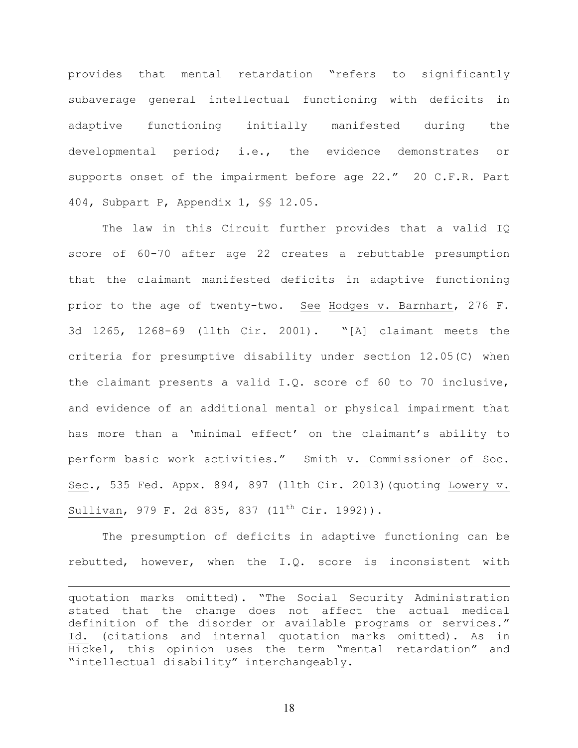provides that mental retardation "refers to significantly subaverage general intellectual functioning with deficits in adaptive functioning initially manifested during the developmental period; i.e., the evidence demonstrates or supports onset of the impairment before age 22." 20 C.F.R. Part 404, Subpart P, Appendix 1, §§ 12.05.

The law in this Circuit further provides that a valid IQ score of 60-70 after age 22 creates a rebuttable presumption that the claimant manifested deficits in adaptive functioning prior to the age of twenty-two. See Hodges v. Barnhart, 276 F. 3d 1265, 1268-69 (11th Cir. 2001). "[A] claimant meets the criteria for presumptive disability under section 12.05(C) when the claimant presents a valid I.Q. score of 60 to 70 inclusive, and evidence of an additional mental or physical impairment that has more than a 'minimal effect' on the claimant's ability to perform basic work activities." Smith v. Commissioner of Soc. Sec., 535 Fed. Appx. 894, 897 (11th Cir. 2013)(quoting Lowery v. Sullivan, 979 F. 2d 835, 837 (11th Cir. 1992)).

The presumption of deficits in adaptive functioning can be rebutted, however, when the I.Q. score is inconsistent with

---

quotation marks omitted). "The Social Security Administration stated that the change does not affect the actual medical definition of the disorder or available programs or services." Id. (citations and internal quotation marks omitted). As in Hickel, this opinion uses the term "mental retardation" and "intellectual disability" interchangeably.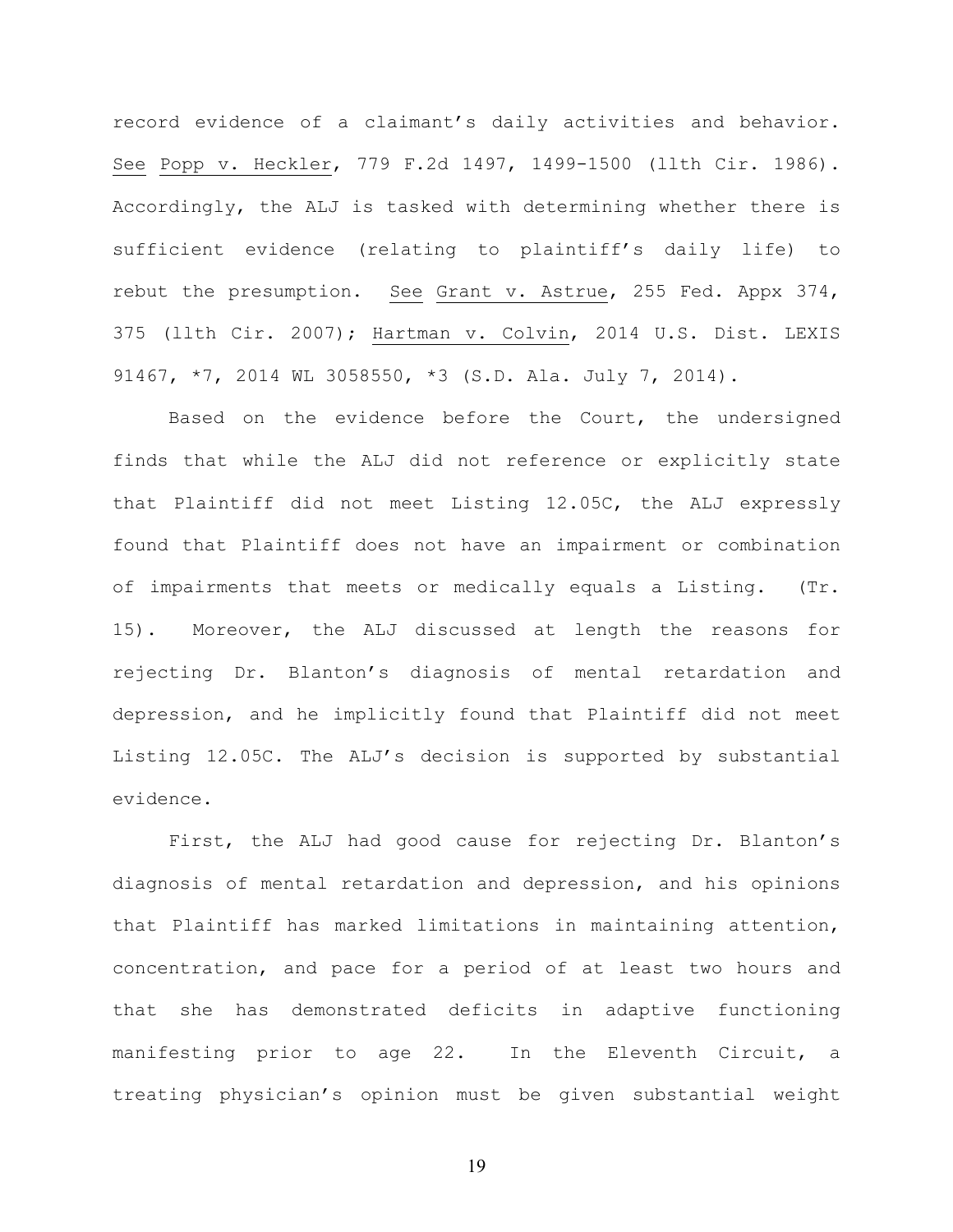record evidence of a claimant's daily activities and behavior. See Popp v. Heckler, 779 F.2d 1497, 1499-1500 (11th Cir. 1986). Accordingly, the ALJ is tasked with determining whether there is sufficient evidence (relating to plaintiff's daily life) to rebut the presumption. See Grant v. Astrue, 255 Fed. Appx 374, 375 (11th Cir. 2007); Hartman v. Colvin, 2014 U.S. Dist. LEXIS 91467, *7, 2014 WL 3058550, *3 (S.D. Ala. July 7, 2014).

Based on the evidence before the Court, the undersigned finds that while the ALJ did not reference or explicitly state that Plaintiff did not meet Listing 12.05C, the ALJ expressly found that Plaintiff does not have an impairment or combination of impairments that meets or medically equals a Listing. (Tr. 15). Moreover, the ALJ discussed at length the reasons for rejecting Dr. Blanton's diagnosis of mental retardation and depression, and he implicitly found that Plaintiff did not meet Listing 12.05C. The ALJ's decision is supported by substantial evidence.

First, the ALJ had good cause for rejecting Dr. Blanton's diagnosis of mental retardation and depression, and his opinions that Plaintiff has marked limitations in maintaining attention, concentration, and pace for a period of at least two hours and that she has demonstrated deficits in adaptive functioning manifesting prior to age 22. In the Eleventh Circuit, a treating physician's opinion must be given substantial weight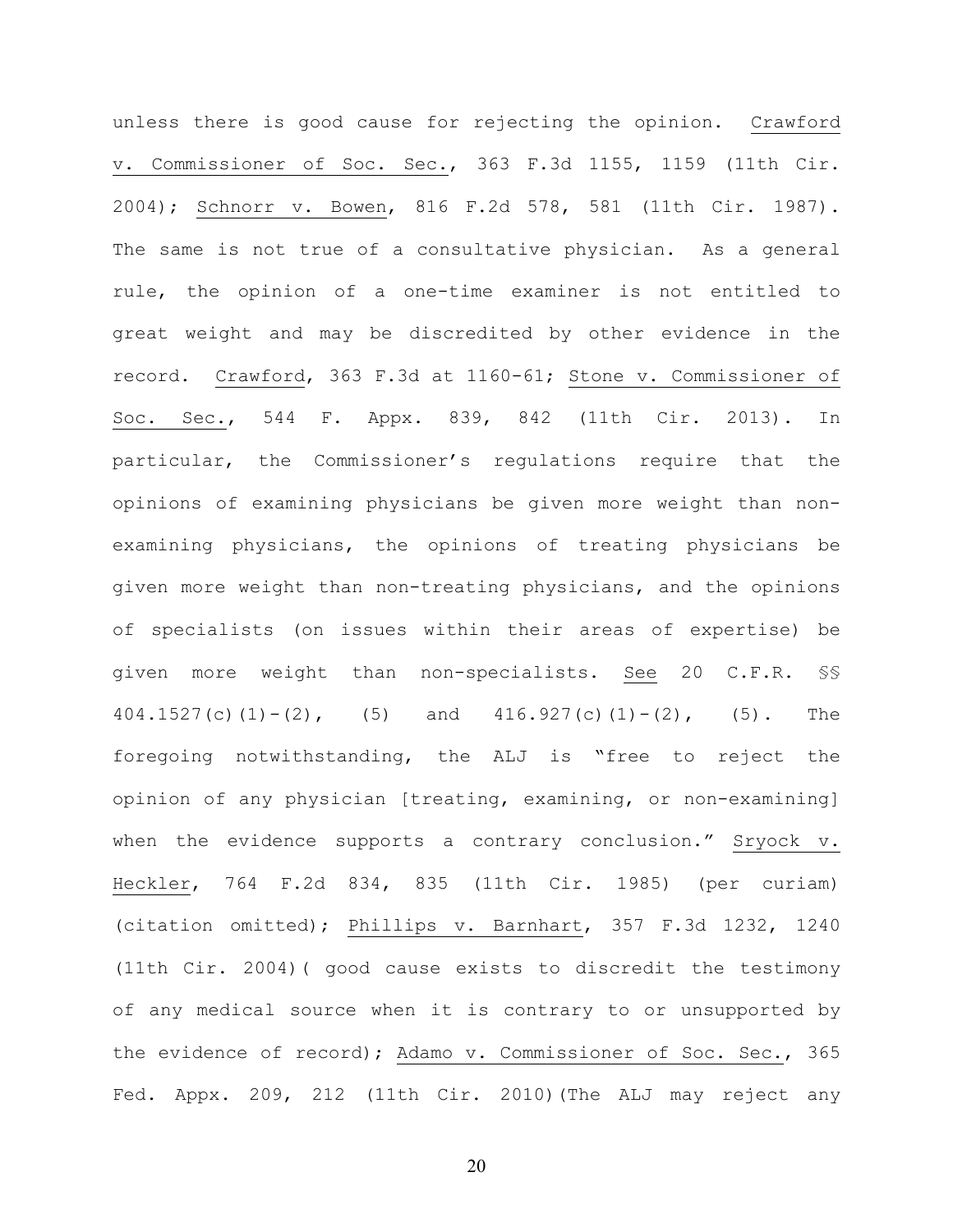unless there is good cause for rejecting the opinion. Crawford v. Commissioner of Soc. Sec., 363 F.3d 1155, 1159 (11th Cir. 2004); Schnorr v. Bowen, 816 F.2d 578, 581 (11th Cir. 1987). The same is not true of a consultative physician. As a general rule, the opinion of a one-time examiner is not entitled to great weight and may be discredited by other evidence in the record. Crawford, 363 F.3d at 1160-61; Stone v. Commissioner of Soc. Sec., 544 F. Appx. 839, 842 (11th Cir. 2013). In particular, the Commissioner's regulations require that the opinions of examining physicians be given more weight than non-examining physicians, the opinions of treating physicians be given more weight than non-treating physicians, and the opinions of specialists (on issues within their areas of expertise) be given more weight than non-specialists. See 20 C.F.R. §§ 404.1527(c)(1)-(2), (5) and 416.927(c)(1)-(2), (5). The foregoing notwithstanding, the ALJ is "free to reject the opinion of any physician [treating, examining, or non-examining] when the evidence supports a contrary conclusion." Sryock v. Heckler, 764 F.2d 834, 835 (11th Cir. 1985) (per curiam) (citation omitted); Phillips v. Barnhart, 357 F.3d 1232, 1240 (11th Cir. 2004)( good cause exists to discredit the testimony of any medical source when it is contrary to or unsupported by the evidence of record); Adamo v. Commissioner of Soc. Sec., 365 Fed. Appx. 209, 212 (11th Cir. 2010)(The ALJ may reject any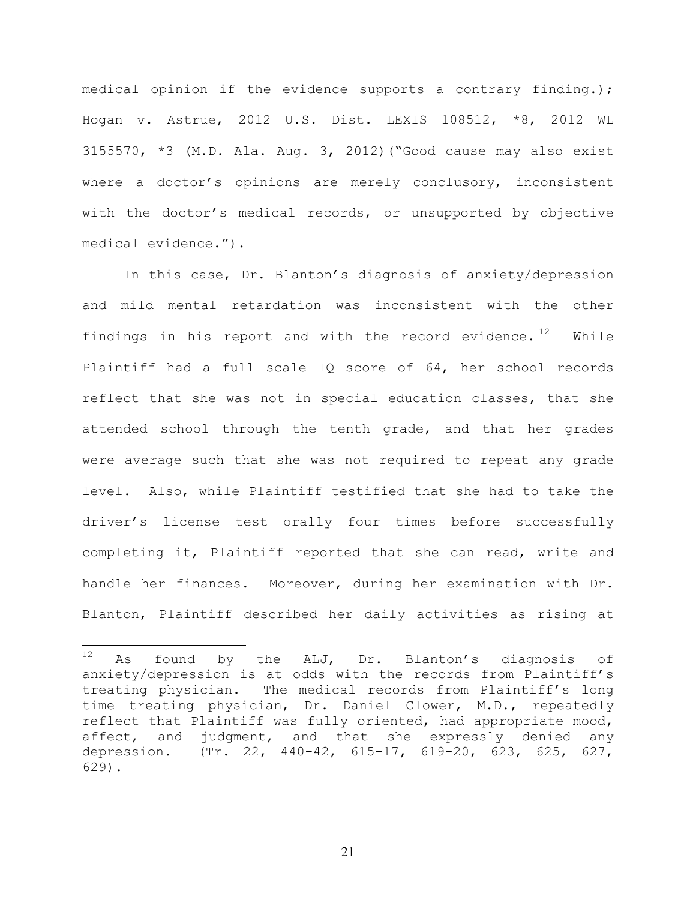medical opinion if the evidence supports a contrary finding.); Hogan v. Astrue, 2012 U.S. Dist. LEXIS 108512, *8, 2012 WL 3155570, *3 (M.D. Ala. Aug. 3, 2012)("Good cause may also exist where a doctor's opinions are merely conclusory, inconsistent with the doctor's medical records, or unsupported by objective medical evidence.").

In this case, Dr. Blanton's diagnosis of anxiety/depression and mild mental retardation was inconsistent with the other findings in his report and with the record evidence.[12] While Plaintiff had a full scale IQ score of 64, her school records reflect that she was not in special education classes, that she attended school through the tenth grade, and that her grades were average such that she was not required to repeat any grade level. Also, while Plaintiff testified that she had to take the driver's license test orally four times before successfully completing it, Plaintiff reported that she can read, write and handle her finances. Moreover, during her examination with Dr. Blanton, Plaintiff described her daily activities as rising at

---

[12] As found by the ALJ, Dr. Blanton's diagnosis of anxiety/depression is at odds with the records from Plaintiff's treating physician. The medical records from Plaintiff's long time treating physician, Dr. Daniel Clower, M.D., repeatedly reflect that Plaintiff was fully oriented, had appropriate mood, affect, and judgment, and that she expressly denied any depression. (Tr. 22, 440-42, 615-17, 619-20, 623, 625, 627, 629).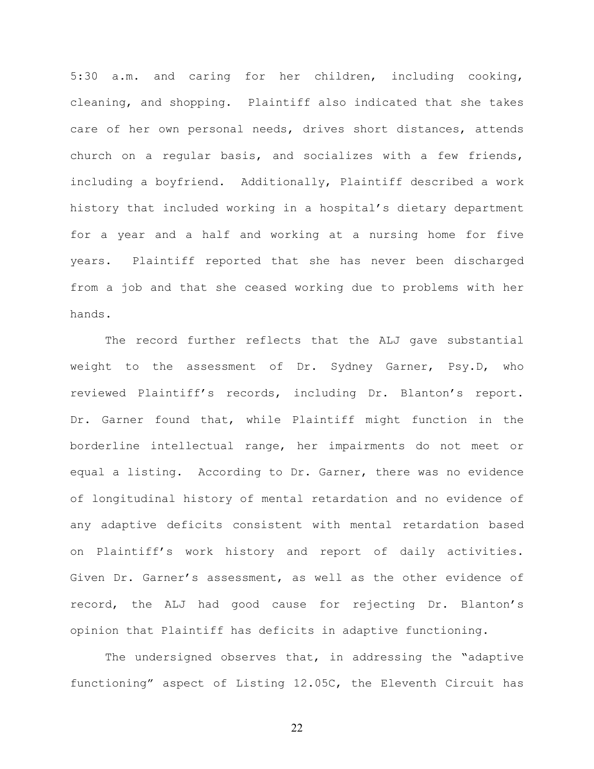5:30 a.m. and caring for her children, including cooking, cleaning, and shopping. Plaintiff also indicated that she takes care of her own personal needs, drives short distances, attends church on a regular basis, and socializes with a few friends, including a boyfriend. Additionally, Plaintiff described a work history that included working in a hospital's dietary department for a year and a half and working at a nursing home for five years. Plaintiff reported that she has never been discharged from a job and that she ceased working due to problems with her hands.

The record further reflects that the ALJ gave substantial weight to the assessment of Dr. Sydney Garner, Psy.D, who reviewed Plaintiff's records, including Dr. Blanton's report. Dr. Garner found that, while Plaintiff might function in the borderline intellectual range, her impairments do not meet or equal a listing. According to Dr. Garner, there was no evidence of longitudinal history of mental retardation and no evidence of any adaptive deficits consistent with mental retardation based on Plaintiff's work history and report of daily activities. Given Dr. Garner's assessment, as well as the other evidence of record, the ALJ had good cause for rejecting Dr. Blanton's opinion that Plaintiff has deficits in adaptive functioning.

The undersigned observes that, in addressing the "adaptive functioning" aspect of Listing 12.05C, the Eleventh Circuit has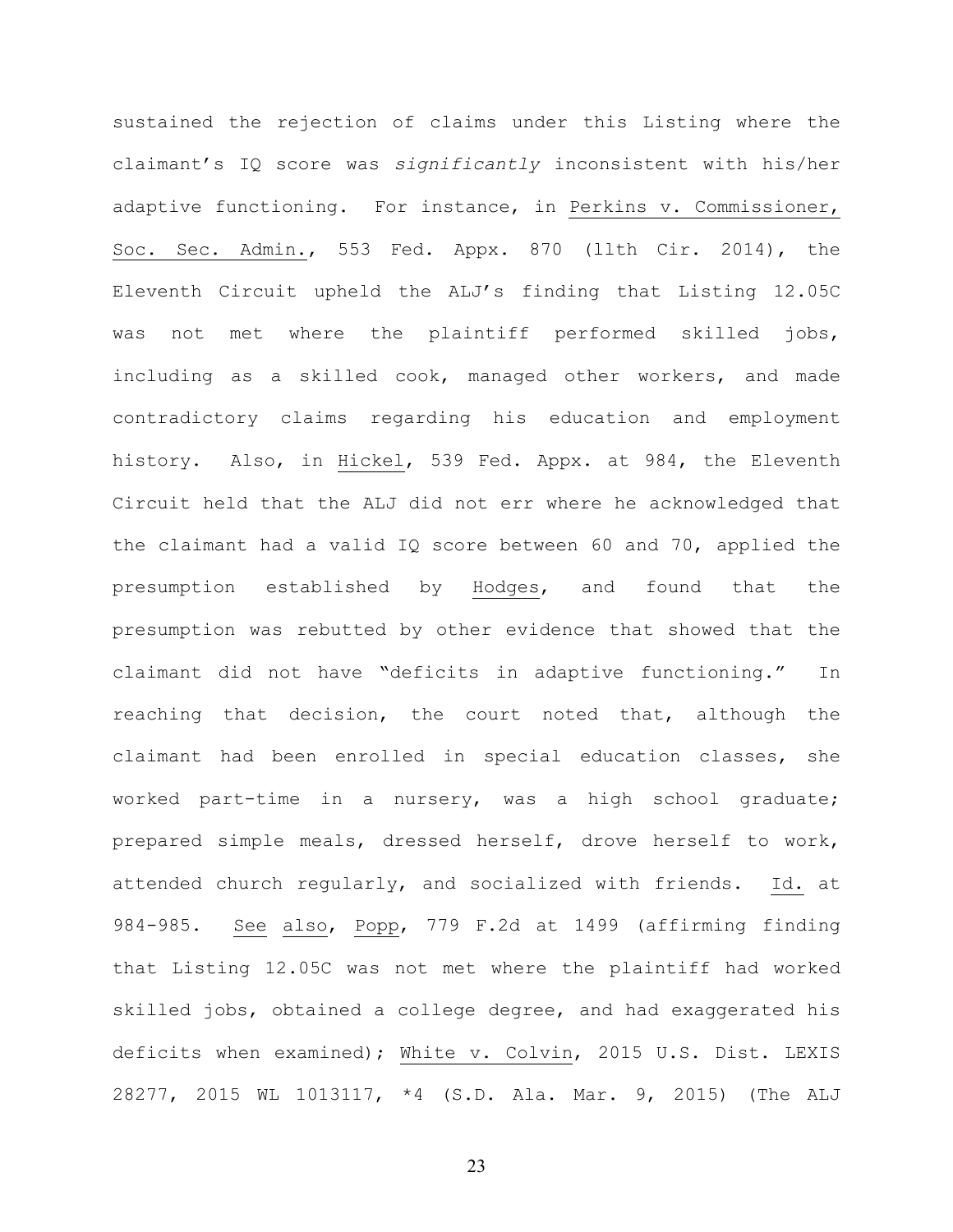sustained the rejection of claims under this Listing where the claimant's IQ score was *significantly* inconsistent with his/her adaptive functioning. For instance, in Perkins v. Commissioner, Soc. Sec. Admin., 553 Fed. Appx. 870 (11th Cir. 2014), the Eleventh Circuit upheld the ALJ's finding that Listing 12.05C was not met where the plaintiff performed skilled jobs, including as a skilled cook, managed other workers, and made contradictory claims regarding his education and employment history. Also, in Hickel, 539 Fed. Appx. at 984, the Eleventh Circuit held that the ALJ did not err where he acknowledged that the claimant had a valid IQ score between 60 and 70, applied the presumption established by Hodges, and found that the presumption was rebutted by other evidence that showed that the claimant did not have "deficits in adaptive functioning." In reaching that decision, the court noted that, although the claimant had been enrolled in special education classes, she worked part-time in a nursery, was a high school graduate; prepared simple meals, dressed herself, drove herself to work, attended church regularly, and socialized with friends. Id. at 984-985. See also, Popp, 779 F.2d at 1499 (affirming finding that Listing 12.05C was not met where the plaintiff had worked skilled jobs, obtained a college degree, and had exaggerated his deficits when examined); White v. Colvin, 2015 U.S. Dist. LEXIS 28277, 2015 WL 1013117, *4 (S.D. Ala. Mar. 9, 2015) (The ALJ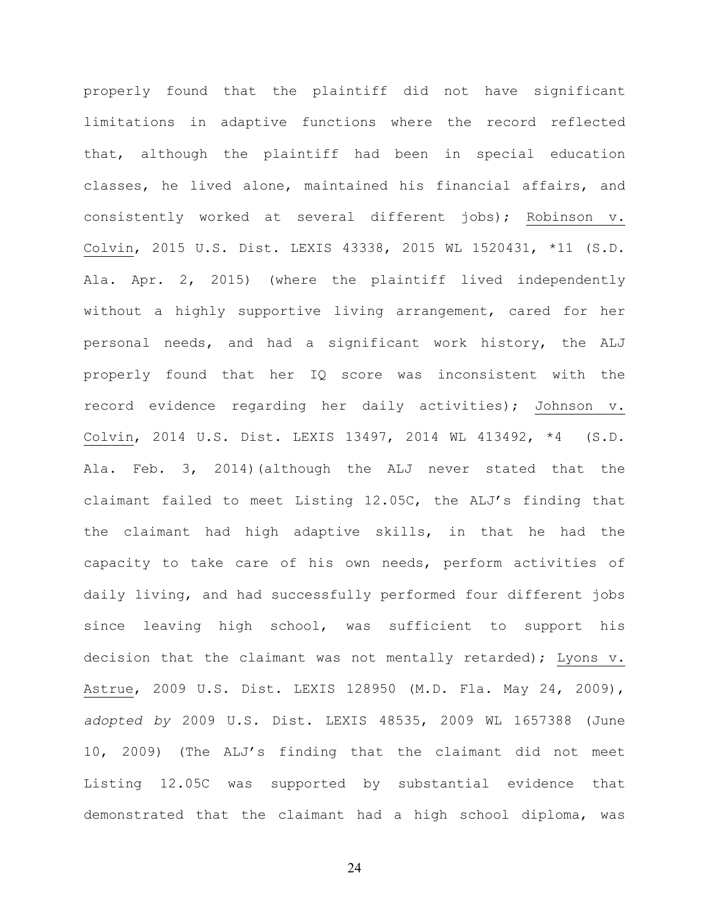properly found that the plaintiff did not have significant limitations in adaptive functions where the record reflected that, although the plaintiff had been in special education classes, he lived alone, maintained his financial affairs, and consistently worked at several different jobs); Robinson v. Colvin, 2015 U.S. Dist. LEXIS 43338, 2015 WL 1520431, *11 (S.D. Ala. Apr. 2, 2015) (where the plaintiff lived independently without a highly supportive living arrangement, cared for her personal needs, and had a significant work history, the ALJ properly found that her IQ score was inconsistent with the record evidence regarding her daily activities); Johnson v. Colvin, 2014 U.S. Dist. LEXIS 13497, 2014 WL 413492, *4 (S.D. Ala. Feb. 3, 2014)(although the ALJ never stated that the claimant failed to meet Listing 12.05C, the ALJ's finding that the claimant had high adaptive skills, in that he had the capacity to take care of his own needs, perform activities of daily living, and had successfully performed four different jobs since leaving high school, was sufficient to support his decision that the claimant was not mentally retarded); Lyons v. Astrue, 2009 U.S. Dist. LEXIS 128950 (M.D. Fla. May 24, 2009), *adopted by* 2009 U.S. Dist. LEXIS 48535, 2009 WL 1657388 (June 10, 2009) (The ALJ's finding that the claimant did not meet Listing 12.05C was supported by substantial evidence that demonstrated that the claimant had a high school diploma, was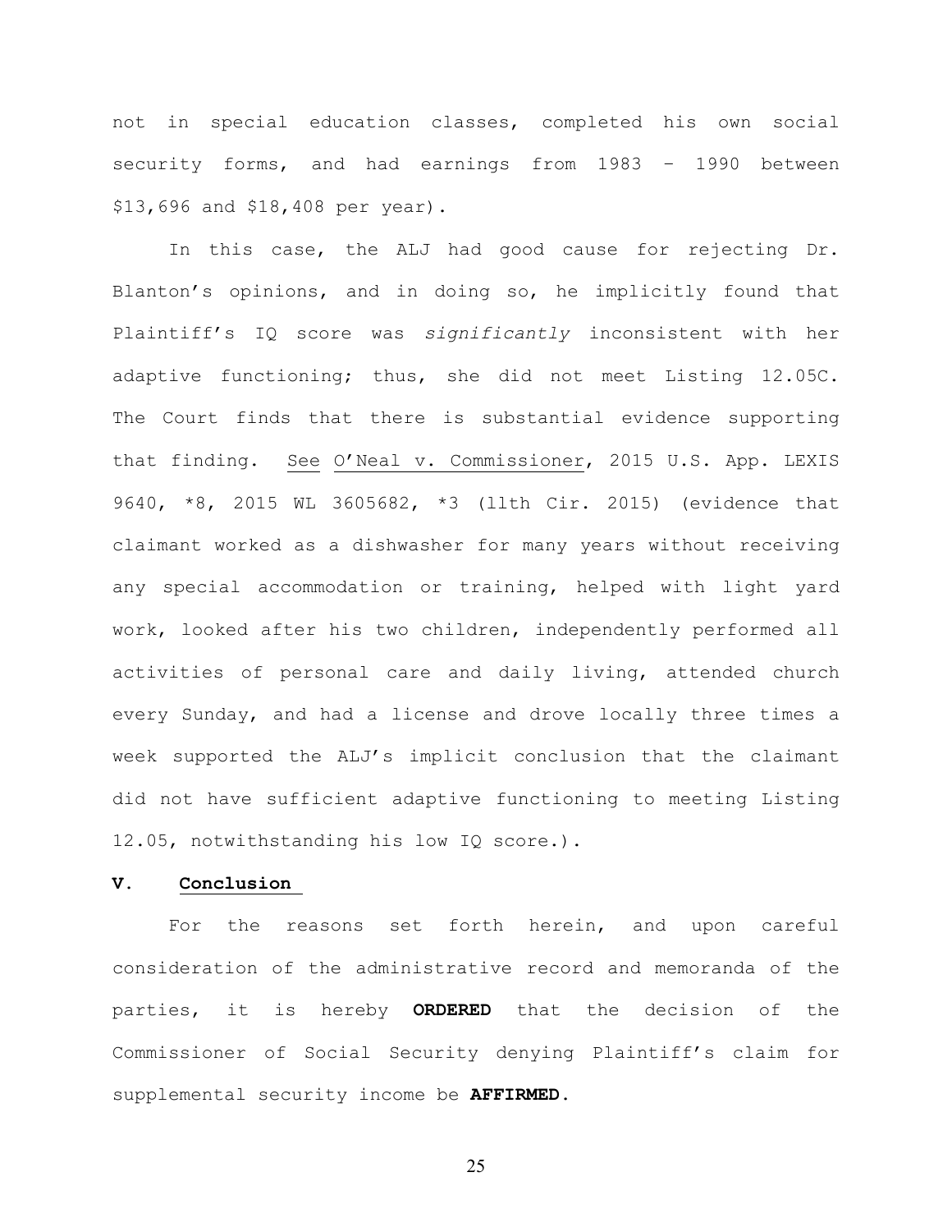not in special education classes, completed his own social security forms, and had earnings from 1983 – 1990 between $13,696 and $18,408 per year).

In this case, the ALJ had good cause for rejecting Dr. Blanton's opinions, and in doing so, he implicitly found that Plaintiff's IQ score was *significantly* inconsistent with her adaptive functioning; thus, she did not meet Listing 12.05C. The Court finds that there is substantial evidence supporting that finding. See O'Neal v. Commissioner, 2015 U.S. App. LEXIS 9640, *8, 2015 WL 3605682, *3 (11th Cir. 2015) (evidence that claimant worked as a dishwasher for many years without receiving any special accommodation or training, helped with light yard work, looked after his two children, independently performed all activities of personal care and daily living, attended church every Sunday, and had a license and drove locally three times a week supported the ALJ's implicit conclusion that the claimant did not have sufficient adaptive functioning to meeting Listing 12.05, notwithstanding his low IQ score.).

## V. Conclusion

For the reasons set forth herein, and upon careful consideration of the administrative record and memoranda of the parties, it is hereby **ORDERED** that the decision of the Commissioner of Social Security denying Plaintiff's claim for supplemental security income be **AFFIRMED**.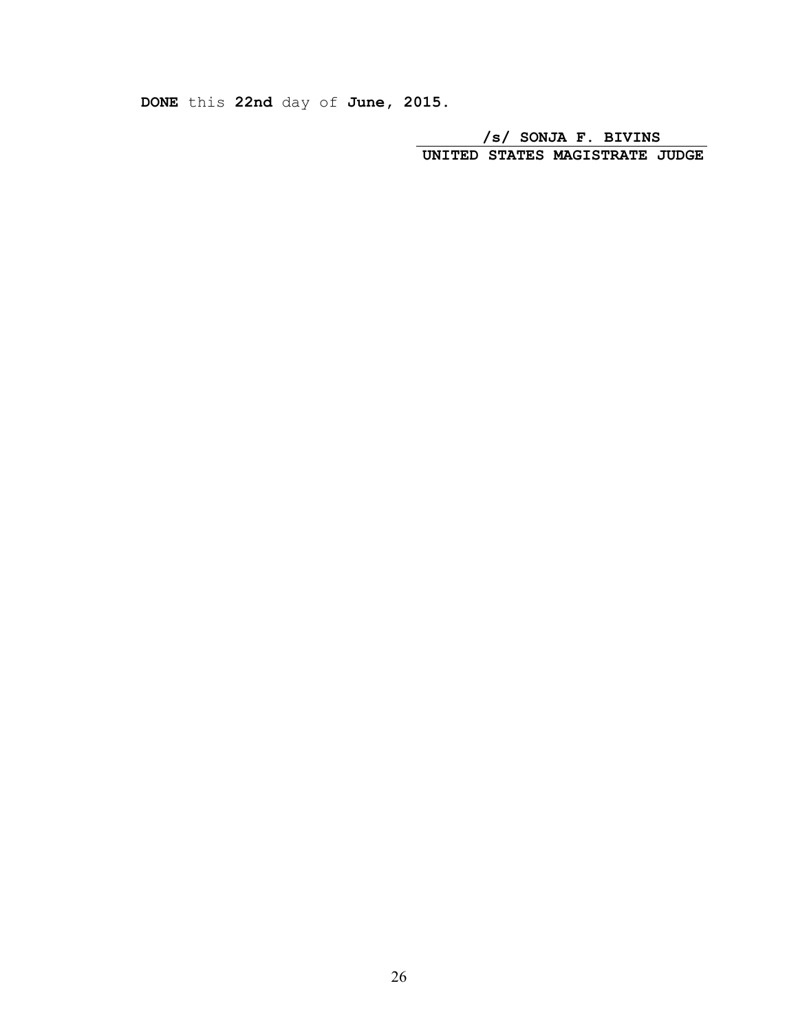**DONE** this **22nd** day of **June, 2015.**

**/s/ SONJA F. BIVINS**
**UNITED STATES MAGISTRATE JUDGE**